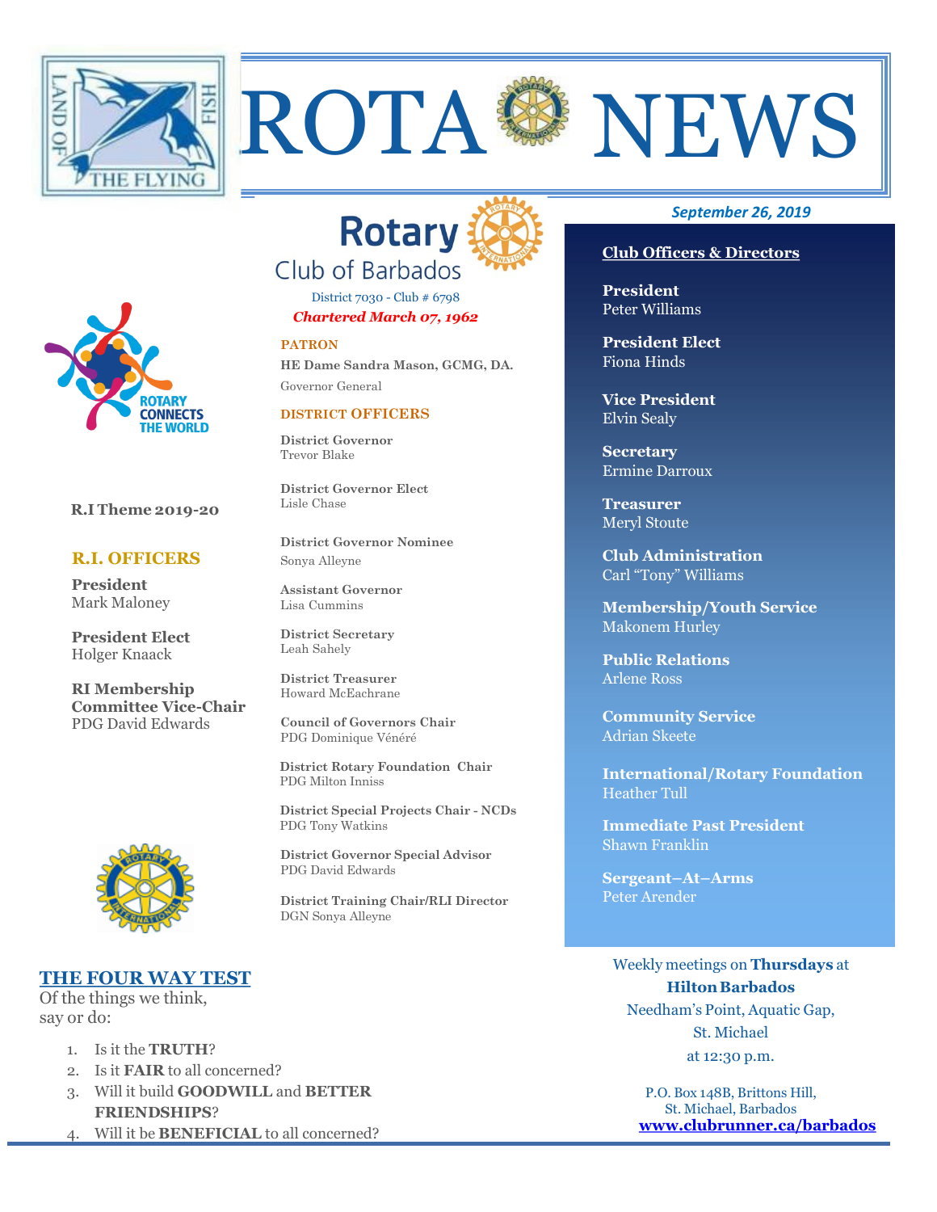# ROTA NEWS

*September 26, 2019*

## Rotary Club of Barbados

District 7030 - Club # 6798

***Chartered March 07, 1962***

ROTARY CONNECTS THE WORLD

**R.I Theme 2019-20**

### R.I. OFFICERS

**President**
Mark Maloney

**President Elect**
Holger Knaack

**RI Membership Committee Vice-Chair**
PDG David Edwards

### PATRON

**HE Dame Sandra Mason, GCMG, DA.**
Governor General

### DISTRICT OFFICERS

**District Governor**
Trevor Blake

**District Governor Elect**
Lisle Chase

**District Governor Nominee**
Sonya Alleyne

**Assistant Governor**
Lisa Cummins

**District Secretary**
Leah Sahely

**District Treasurer**
Howard McEachrane

**Council of Governors Chair**
PDG Dominique Vénéré

**District Rotary Foundation Chair**
PDG Milton Inniss

**District Special Projects Chair - NCDs**
PDG Tony Watkins

**District Governor Special Advisor**
PDG David Edwards

**District Training Chair/RLI Director**
DGN Sonya Alleyne

### Club Officers & Directors

**President**
Peter Williams

**President Elect**
Fiona Hinds

**Vice President**
Elvin Sealy

**Secretary**
Ermine Darroux

**Treasurer**
Meryl Stoute

**Club Administration**
Carl "Tony" Williams

**Membership/Youth Service**
Makonem Hurley

**Public Relations**
Arlene Ross

**Community Service**
Adrian Skeete

**International/Rotary Foundation**
Heather Tull

**Immediate Past President**
Shawn Franklin

**Sergeant–At–Arms**
Peter Arender

### THE FOUR WAY TEST

Of the things we think, say or do:

1. Is it the **TRUTH**?
2. Is it **FAIR** to all concerned?
3. Will it build **GOODWILL** and **BETTER FRIENDSHIPS**?
4. Will it be **BENEFICIAL** to all concerned?

Weekly meetings on **Thursdays** at **Hilton Barbados** Needham's Point, Aquatic Gap, St. Michael at 12:30 p.m.

P.O. Box 148B, Brittons Hill, St. Michael, Barbados
**www.clubrunner.ca/barbados**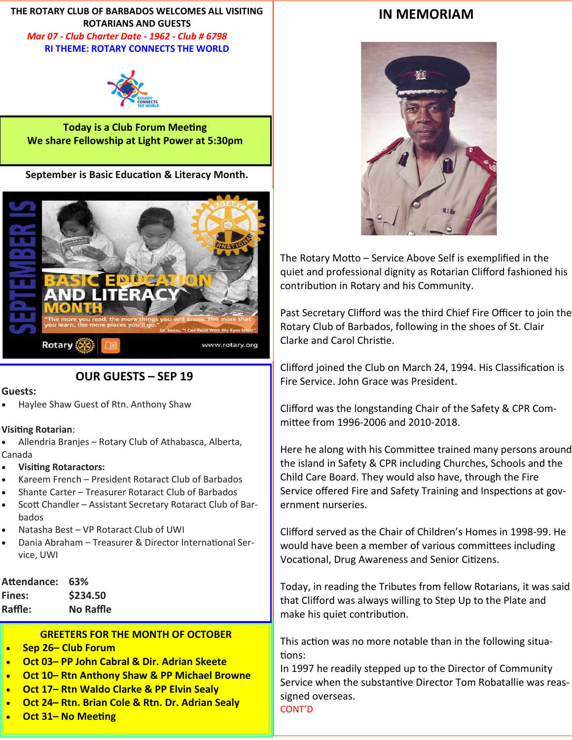THE ROTARY CLUB OF BARBADOS WELCOMES ALL VISITING ROTARIANS AND GUESTS

*Mar 07 - Club Charter Date - 1962 - Club # 6798*

**RI THEME: ROTARY CONNECTS THE WORLD**

**Today is a Club Forum Meeting**
**We share Fellowship at Light Power at 5:30pm**

**September is Basic Education & Literacy Month.**

## OUR GUESTS – SEP 19

**Guests:**

- Haylee Shaw Guest of Rtn. Anthony Shaw

**Visiting Rotarian**:

- Allendria Branjes – Rotary Club of Athabasca, Alberta, Canada
- **Visiting Rotaractors:**
- Kareem French – President Rotaract Club of Barbados
- Shante Carter – Treasurer Rotaract Club of Barbados
- Scott Chandler – Assistant Secretary Rotaract Club of Barbados
- Natasha Best – VP Rotaract Club of UWI
- Dania Abraham – Treasurer & Director International Service, UWI

**Attendance:** 63%
**Fines:** $234.50
**Raffle:** No Raffle

## GREETERS FOR THE MONTH OF OCTOBER

- **Sep 26– Club Forum**
- **Oct 03– PP John Cabral & Dir. Adrian Skeete**
- **Oct 10– Rtn Anthony Shaw & PP Michael Browne**
- **Oct 17– Rtn Waldo Clarke & PP Elvin Sealy**
- **Oct 24– Rtn. Brian Cole & Rtn. Dr. Adrian Sealy**
- **Oct 31– No Meeting**

# IN MEMORIAM

The Rotary Motto – Service Above Self is exemplified in the quiet and professional dignity as Rotarian Clifford fashioned his contribution in Rotary and his Community.

Past Secretary Clifford was the third Chief Fire Officer to join the Rotary Club of Barbados, following in the shoes of St. Clair Clarke and Carol Christie.

Clifford joined the Club on March 24, 1994. His Classification is Fire Service. John Grace was President.

Clifford was the longstanding Chair of the Safety & CPR Committee from 1996-2006 and 2010-2018.

Here he along with his Committee trained many persons around the island in Safety & CPR including Churches, Schools and the Child Care Board. They would also have, through the Fire Service offered Fire and Safety Training and Inspections at government nurseries.

Clifford served as the Chair of Children's Homes in 1998-99. He would have been a member of various committees including Vocational, Drug Awareness and Senior Citizens.

Today, in reading the Tributes from fellow Rotarians, it was said that Clifford was always willing to Step Up to the Plate and make his quiet contribution.

This action was no more notable than in the following situations:
In 1997 he readily stepped up to the Director of Community Service when the substantive Director Tom Robatallie was reassigned overseas.

CONT'D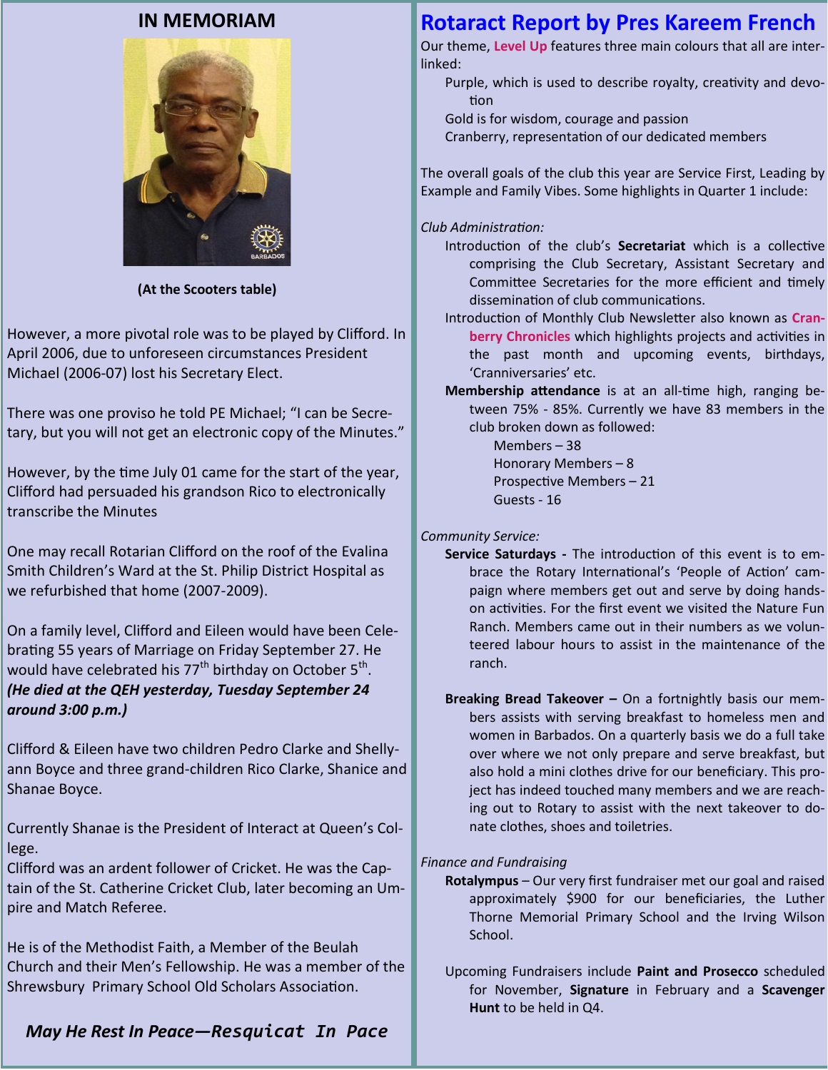## IN MEMORIAM

**(At the Scooters table)**

However, a more pivotal role was to be played by Clifford. In April 2006, due to unforeseen circumstances President Michael (2006-07) lost his Secretary Elect.

There was one proviso he told PE Michael; "I can be Secretary, but you will not get an electronic copy of the Minutes."

However, by the time July 01 came for the start of the year, Clifford had persuaded his grandson Rico to electronically transcribe the Minutes

One may recall Rotarian Clifford on the roof of the Evalina Smith Children's Ward at the St. Philip District Hospital as we refurbished that home (2007-2009).

On a family level, Clifford and Eileen would have been Celebrating 55 years of Marriage on Friday September 27. He would have celebrated his 77th birthday on October 5th. ***(He died at the QEH yesterday, Tuesday September 24 around 3:00 p.m.)***

Clifford & Eileen have two children Pedro Clarke and Shelly-ann Boyce and three grand-children Rico Clarke, Shanice and Shanae Boyce.

Currently Shanae is the President of Interact at Queen's College.

Clifford was an ardent follower of Cricket. He was the Captain of the St. Catherine Cricket Club, later becoming an Umpire and Match Referee.

He is of the Methodist Faith, a Member of the Beulah Church and their Men's Fellowship. He was a member of the Shrewsbury Primary School Old Scholars Association.

***May He Rest In Peace—Resquicat In Pace***

## Rotaract Report by Pres Kareem French

Our theme, **Level Up** features three main colours that all are interlinked:

- Purple, which is used to describe royalty, creativity and devotion
- Gold is for wisdom, courage and passion
- Cranberry, representation of our dedicated members

The overall goals of the club this year are Service First, Leading by Example and Family Vibes. Some highlights in Quarter 1 include:

*Club Administration:*

- Introduction of the club's **Secretariat** which is a collective comprising the Club Secretary, Assistant Secretary and Committee Secretaries for the more efficient and timely dissemination of club communications.
- Introduction of Monthly Club Newsletter also known as **Cranberry Chronicles** which highlights projects and activities in the past month and upcoming events, birthdays, 'Cranniversaries' etc.
- **Membership attendance** is at an all-time high, ranging between 75% - 85%. Currently we have 83 members in the club broken down as followed:
  - Members – 38
  - Honorary Members – 8
  - Prospective Members – 21
  - Guests - 16

*Community Service:*

- **Service Saturdays -** The introduction of this event is to embrace the Rotary International's 'People of Action' campaign where members get out and serve by doing hands-on activities. For the first event we visited the Nature Fun Ranch. Members came out in their numbers as we volunteered labour hours to assist in the maintenance of the ranch.

- **Breaking Bread Takeover –** On a fortnightly basis our members assists with serving breakfast to homeless men and women in Barbados. On a quarterly basis we do a full take over where we not only prepare and serve breakfast, but also hold a mini clothes drive for our beneficiary. This project has indeed touched many members and we are reaching out to Rotary to assist with the next takeover to donate clothes, shoes and toiletries.

*Finance and Fundraising*

- **Rotalympus** – Our very first fundraiser met our goal and raised approximately $900 for our beneficiaries, the Luther Thorne Memorial Primary School and the Irving Wilson School.

- Upcoming Fundraisers include **Paint and Prosecco** scheduled for November, **Signature** in February and a **Scavenger Hunt** to be held in Q4.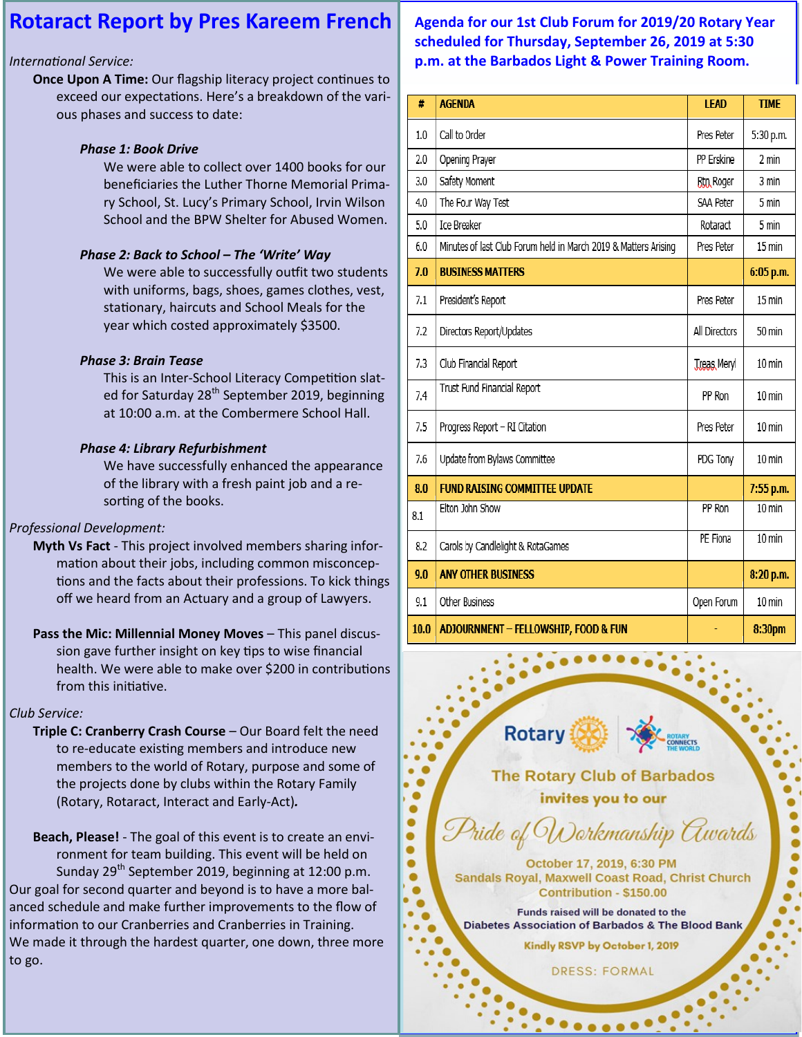# Rotaract Report by Pres Kareem French

*International Service:*

**Once Upon A Time:** Our flagship literacy project continues to exceed our expectations. Here's a breakdown of the various phases and success to date:

***Phase 1: Book Drive***

We were able to collect over 1400 books for our beneficiaries the Luther Thorne Memorial Primary School, St. Lucy's Primary School, Irvin Wilson School and the BPW Shelter for Abused Women.

***Phase 2: Back to School – The 'Write' Way***

We were able to successfully outfit two students with uniforms, bags, shoes, games clothes, vest, stationary, haircuts and School Meals for the year which costed approximately $3500.

***Phase 3: Brain Tease***

This is an Inter-School Literacy Competition slated for Saturday 28th September 2019, beginning at 10:00 a.m. at the Combermere School Hall.

***Phase 4: Library Refurbishment***

We have successfully enhanced the appearance of the library with a fresh paint job and a re-sorting of the books.

*Professional Development:*

**Myth Vs Fact** - This project involved members sharing information about their jobs, including common misconceptions and the facts about their professions. To kick things off we heard from an Actuary and a group of Lawyers.

**Pass the Mic: Millennial Money Moves** – This panel discussion gave further insight on key tips to wise financial health. We were able to make over $200 in contributions from this initiative.

*Club Service:*

**Triple C: Cranberry Crash Course** – Our Board felt the need to re-educate existing members and introduce new members to the world of Rotary, purpose and some of the projects done by clubs within the Rotary Family (Rotary, Rotaract, Interact and Early-Act).

**Beach, Please!** - The goal of this event is to create an environment for team building. This event will be held on Sunday 29th September 2019, beginning at 12:00 p.m.

Our goal for second quarter and beyond is to have a more balanced schedule and make further improvements to the flow of information to our Cranberries and Cranberries in Training.

We made it through the hardest quarter, one down, three more to go.

## Agenda for our 1st Club Forum for 2019/20 Rotary Year scheduled for Thursday, September 26, 2019 at 5:30 p.m. at the Barbados Light & Power Training Room.

| # | AGENDA | LEAD | TIME |
|---|---|---|---|
| 1.0 | Call to Order | Pres Peter | 5:30 p.m. |
| 2.0 | Opening Prayer | PP Erskine | 2 min |
| 3.0 | Safety Moment | Rtn Roger | 3 min |
| 4.0 | The Four Way Test | SAA Peter | 5 min |
| 5.0 | Ice Breaker | Rotaract | 5 min |
| 6.0 | Minutes of last Club Forum held in March 2019 & Matters Arising | Pres Peter | 15 min |
| **7.0** | **BUSINESS MATTERS** | | **6:05 p.m.** |
| 7.1 | President's Report | Pres Peter | 15 min |
| 7.2 | Directors Report/Updates | All Directors | 50 min |
| 7.3 | Club Financial Report | Treas Meryl | 10 min |
| 7.4 | Trust Fund Financial Report | PP Ron | 10 min |
| 7.5 | Progress Report – RI Citation | Pres Peter | 10 min |
| 7.6 | Update from Bylaws Committee | PDG Tony | 10 min |
| **8.0** | **FUND RAISING COMMITTEE UPDATE** | | **7:55 p.m.** |
| 8.1 | Elton John Show | PP Ron | 10 min |
| 8.2 | Carols by Candlelight & RotaGames | PE Fiona | 10 min |
| **9.0** | **ANY OTHER BUSINESS** | | **8:20 p.m.** |
| 9.1 | Other Business | Open Forum | 10 min |
| **10.0** | **ADJOURNMENT – FELLOWSHIP, FOOD & FUN** | - | **8:30pm** |

Rotary | Rotary Connects the World

The Rotary Club of Barbados invites you to our

*Pride of Workmanship Awards*

October 17, 2019, 6:30 PM
Sandals Royal, Maxwell Coast Road, Christ Church
Contribution - $150.00

Funds raised will be donated to the Diabetes Association of Barbados & The Blood Bank

Kindly RSVP by October 1, 2019

DRESS: FORMAL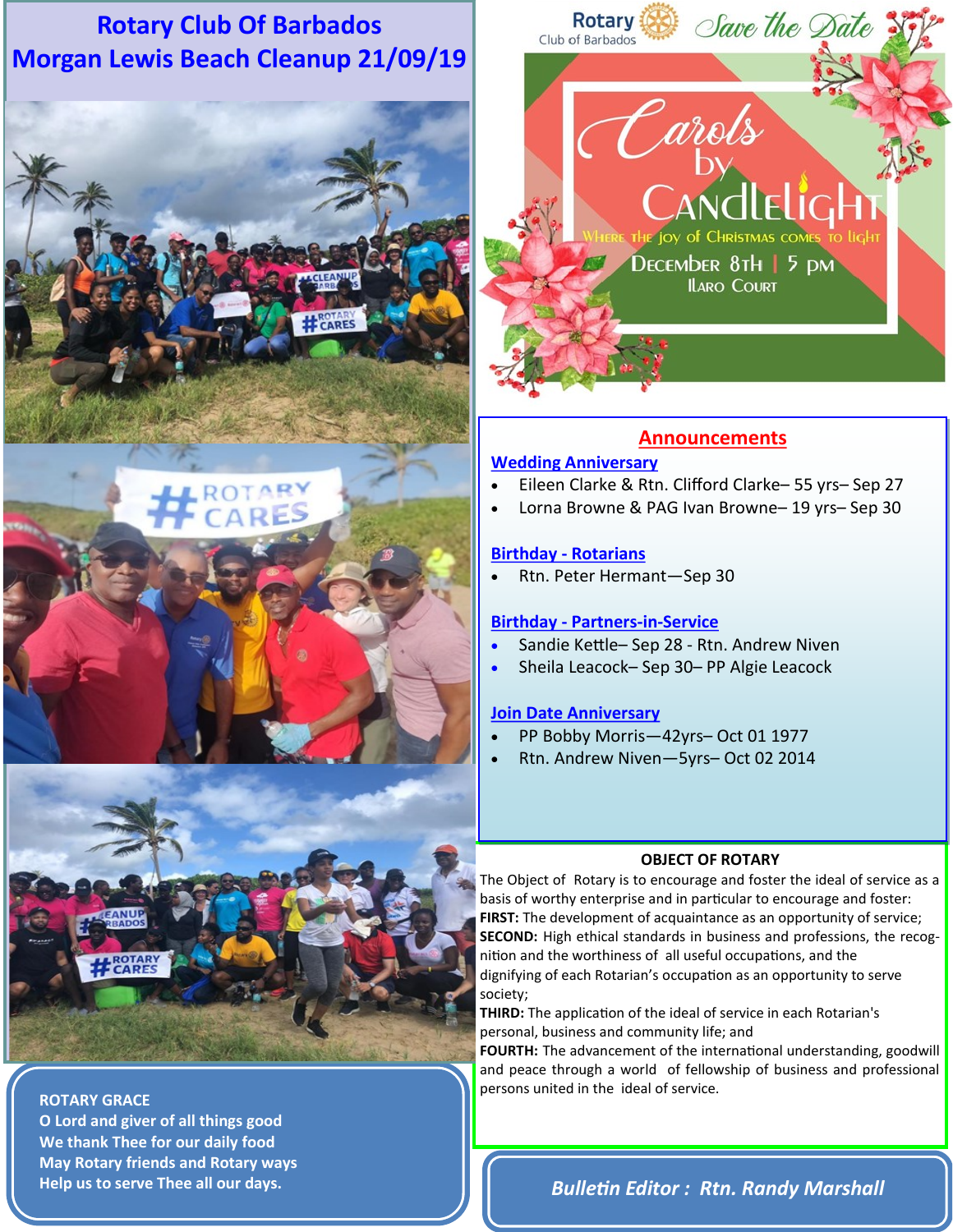# Rotary Club Of Barbados Morgan Lewis Beach Cleanup 21/09/19

Rotary Club of Barbados

Save the Date

Carols by Candlelight

Where the joy of Christmas comes to light

December 8th | 5 pm

Ilaro Court

## Announcements

### Wedding Anniversary

- Eileen Clarke & Rtn. Clifford Clarke– 55 yrs– Sep 27
- Lorna Browne & PAG Ivan Browne– 19 yrs– Sep 30

### Birthday - Rotarians

- Rtn. Peter Hermant—Sep 30

### Birthday - Partners-in-Service

- Sandie Kettle– Sep 28 - Rtn. Andrew Niven
- Sheila Leacock– Sep 30– PP Algie Leacock

### Join Date Anniversary

- PP Bobby Morris—42yrs– Oct 01 1977
- Rtn. Andrew Niven—5yrs– Oct 02 2014

### OBJECT OF ROTARY

The Object of Rotary is to encourage and foster the ideal of service as a basis of worthy enterprise and in particular to encourage and foster:

**FIRST:** The development of acquaintance as an opportunity of service;

**SECOND:** High ethical standards in business and professions, the recognition and the worthiness of all useful occupations, and the dignifying of each Rotarian's occupation as an opportunity to serve society;

**THIRD:** The application of the ideal of service in each Rotarian's personal, business and community life; and

**FOURTH:** The advancement of the international understanding, goodwill and peace through a world of fellowship of business and professional persons united in the ideal of service.

ROTARY GRACE

O Lord and giver of all things good
We thank Thee for our daily food
May Rotary friends and Rotary ways
Help us to serve Thee all our days.

***Bulletin Editor : Rtn. Randy Marshall***